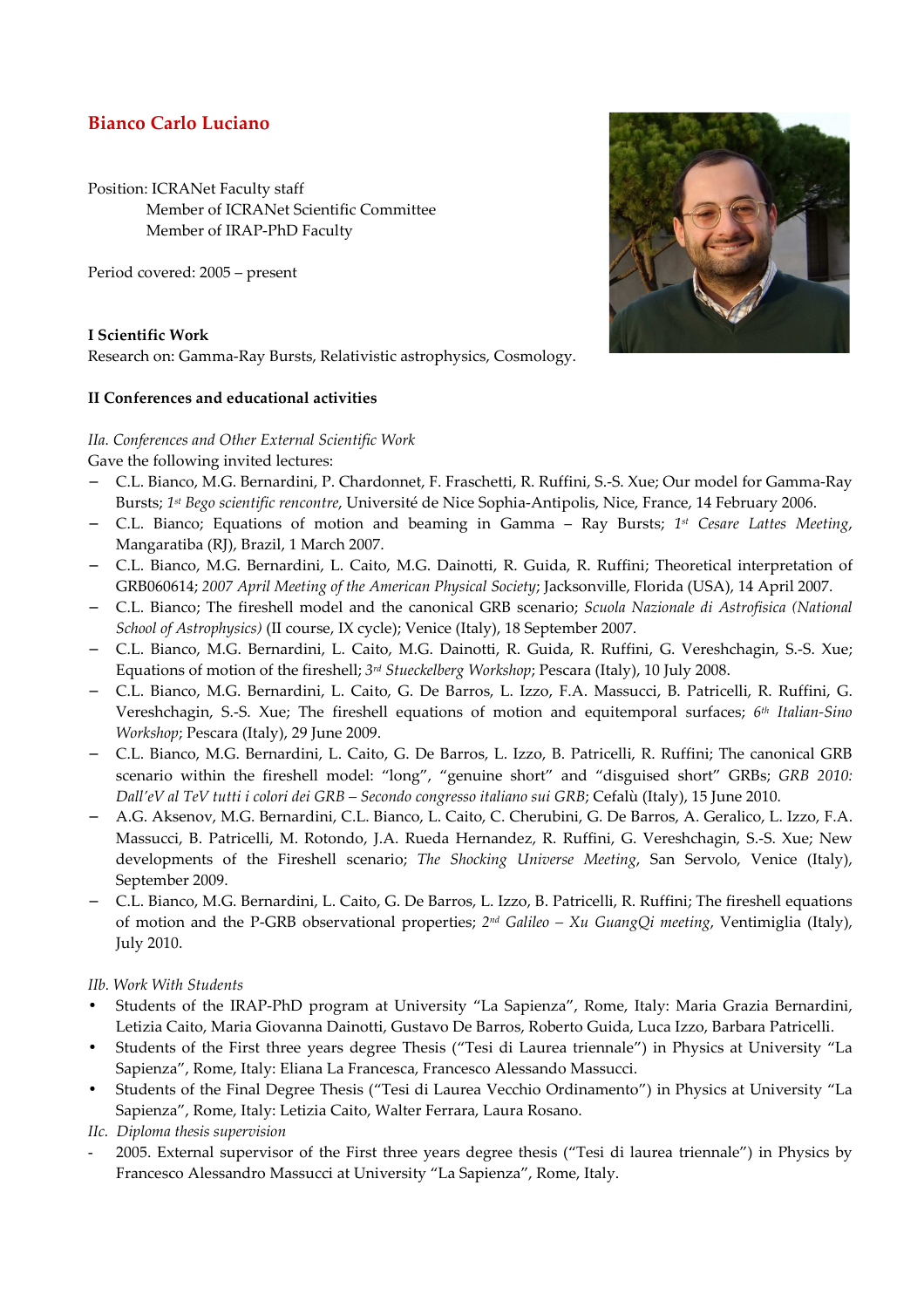# Bianco Carlo Luciano

Position: ICRANet Faculty staff
Member of ICRANet Scientific Committee
Member of IRAP-PhD Faculty

Period covered: 2005 – present

**I Scientific Work**

Research on: Gamma-Ray Bursts, Relativistic astrophysics, Cosmology.

**II Conferences and educational activities**

*IIa. Conferences and Other External Scientific Work*

Gave the following invited lectures:

- C.L. Bianco, M.G. Bernardini, P. Chardonnet, F. Fraschetti, R. Ruffini, S.-S. Xue; Our model for Gamma-Ray Bursts; *1st Bego scientific rencontre*, Université de Nice Sophia-Antipolis, Nice, France, 14 February 2006.
- C.L. Bianco; Equations of motion and beaming in Gamma – Ray Bursts; *1st Cesare Lattes Meeting*, Mangaratiba (RJ), Brazil, 1 March 2007.
- C.L. Bianco, M.G. Bernardini, L. Caito, M.G. Dainotti, R. Guida, R. Ruffini; Theoretical interpretation of GRB060614; *2007 April Meeting of the American Physical Society*; Jacksonville, Florida (USA), 14 April 2007.
- C.L. Bianco; The fireshell model and the canonical GRB scenario; *Scuola Nazionale di Astrofisica (National School of Astrophysics)* (II course, IX cycle); Venice (Italy), 18 September 2007.
- C.L. Bianco, M.G. Bernardini, L. Caito, M.G. Dainotti, R. Guida, R. Ruffini, G. Vereshchagin, S.-S. Xue; Equations of motion of the fireshell; *3rd Stueckelberg Workshop*; Pescara (Italy), 10 July 2008.
- C.L. Bianco, M.G. Bernardini, L. Caito, G. De Barros, L. Izzo, F.A. Massucci, B. Patricelli, R. Ruffini, G. Vereshchagin, S.-S. Xue; The fireshell equations of motion and equitemporal surfaces; *6th Italian-Sino Workshop*; Pescara (Italy), 29 June 2009.
- C.L. Bianco, M.G. Bernardini, L. Caito, G. De Barros, L. Izzo, B. Patricelli, R. Ruffini; The canonical GRB scenario within the fireshell model: "long", "genuine short" and "disguised short" GRBs; *GRB 2010: Dall'eV al TeV tutti i colori dei GRB – Secondo congresso italiano sui GRB*; Cefalù (Italy), 15 June 2010.
- A.G. Aksenov, M.G. Bernardini, C.L. Bianco, L. Caito, C. Cherubini, G. De Barros, A. Geralico, L. Izzo, F.A. Massucci, B. Patricelli, M. Rotondo, J.A. Rueda Hernandez, R. Ruffini, G. Vereshchagin, S.-S. Xue; New developments of the Fireshell scenario; *The Shocking Universe Meeting*, San Servolo, Venice (Italy), September 2009.
- C.L. Bianco, M.G. Bernardini, L. Caito, G. De Barros, L. Izzo, B. Patricelli, R. Ruffini; The fireshell equations of motion and the P-GRB observational properties; *2nd Galileo – Xu GuangQi meeting*, Ventimiglia (Italy), July 2010.

*IIb. Work With Students*

- Students of the IRAP-PhD program at University "La Sapienza", Rome, Italy: Maria Grazia Bernardini, Letizia Caito, Maria Giovanna Dainotti, Gustavo De Barros, Roberto Guida, Luca Izzo, Barbara Patricelli.
- Students of the First three years degree Thesis ("Tesi di Laurea triennale") in Physics at University "La Sapienza", Rome, Italy: Eliana La Francesca, Francesco Alessando Massucci.
- Students of the Final Degree Thesis ("Tesi di Laurea Vecchio Ordinamento") in Physics at University "La Sapienza", Rome, Italy: Letizia Caito, Walter Ferrara, Laura Rosano.

*IIc. Diploma thesis supervision*

- 2005. External supervisor of the First three years degree thesis ("Tesi di laurea triennale") in Physics by Francesco Alessandro Massucci at University "La Sapienza", Rome, Italy.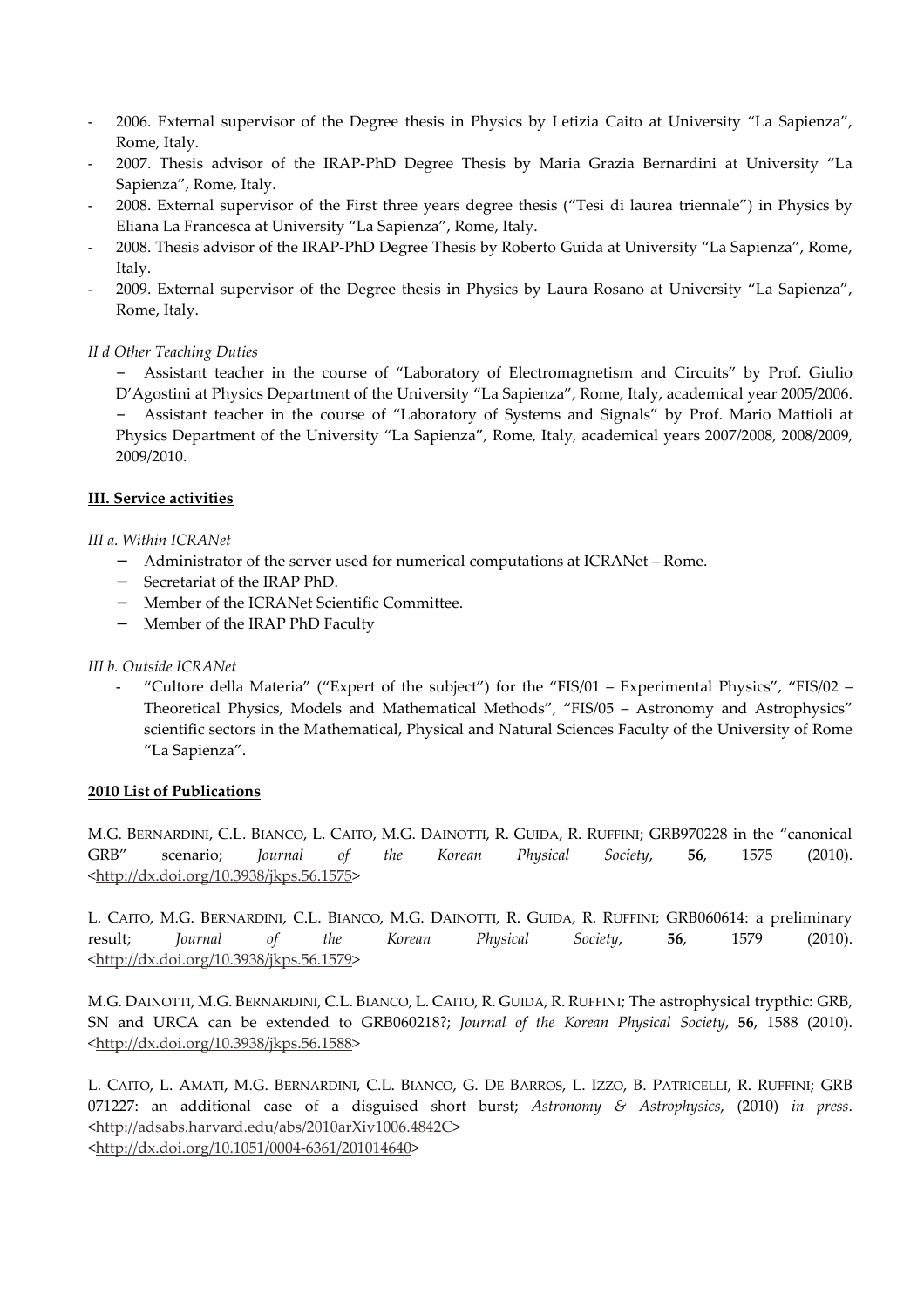- 2006. External supervisor of the Degree thesis in Physics by Letizia Caito at University "La Sapienza", Rome, Italy.
- 2007. Thesis advisor of the IRAP-PhD Degree Thesis by Maria Grazia Bernardini at University "La Sapienza", Rome, Italy.
- 2008. External supervisor of the First three years degree thesis ("Tesi di laurea triennale") in Physics by Eliana La Francesca at University "La Sapienza", Rome, Italy.
- 2008. Thesis advisor of the IRAP-PhD Degree Thesis by Roberto Guida at University "La Sapienza", Rome, Italy.
- 2009. External supervisor of the Degree thesis in Physics by Laura Rosano at University "La Sapienza", Rome, Italy.

*II d Other Teaching Duties*

- Assistant teacher in the course of "Laboratory of Electromagnetism and Circuits" by Prof. Giulio D'Agostini at Physics Department of the University "La Sapienza", Rome, Italy, academical year 2005/2006.
- Assistant teacher in the course of "Laboratory of Systems and Signals" by Prof. Mario Mattioli at Physics Department of the University "La Sapienza", Rome, Italy, academical years 2007/2008, 2008/2009, 2009/2010.

**III. Service activities**

*III a. Within ICRANet*

- Administrator of the server used for numerical computations at ICRANet – Rome.
- Secretariat of the IRAP PhD.
- Member of the ICRANet Scientific Committee.
- Member of the IRAP PhD Faculty

*III b. Outside ICRANet*

- "Cultore della Materia" ("Expert of the subject") for the "FIS/01 – Experimental Physics", "FIS/02 – Theoretical Physics, Models and Mathematical Methods", "FIS/05 – Astronomy and Astrophysics" scientific sectors in the Mathematical, Physical and Natural Sciences Faculty of the University of Rome "La Sapienza".

**2010 List of Publications**

M.G. Bernardini, C.L. Bianco, L. Caito, M.G. Dainotti, R. Guida, R. Ruffini; GRB970228 in the "canonical GRB" scenario; *Journal of the Korean Physical Society*, **56**, 1575 (2010). <http://dx.doi.org/10.3938/jkps.56.1575>

L. Caito, M.G. Bernardini, C.L. Bianco, M.G. Dainotti, R. Guida, R. Ruffini; GRB060614: a preliminary result; *Journal of the Korean Physical Society*, **56**, 1579 (2010). <http://dx.doi.org/10.3938/jkps.56.1579>

M.G. Dainotti, M.G. Bernardini, C.L. Bianco, L. Caito, R. Guida, R. Ruffini; The astrophysical trypthic: GRB, SN and URCA can be extended to GRB060218?; *Journal of the Korean Physical Society*, **56**, 1588 (2010). <http://dx.doi.org/10.3938/jkps.56.1588>

L. Caito, L. Amati, M.G. Bernardini, C.L. Bianco, G. De Barros, L. Izzo, B. Patricelli, R. Ruffini; GRB 071227: an additional case of a disguised short burst; *Astronomy & Astrophysics*, (2010) *in press*. <http://adsabs.harvard.edu/abs/2010arXiv1006.4842C>
<http://dx.doi.org/10.1051/0004-6361/201014640>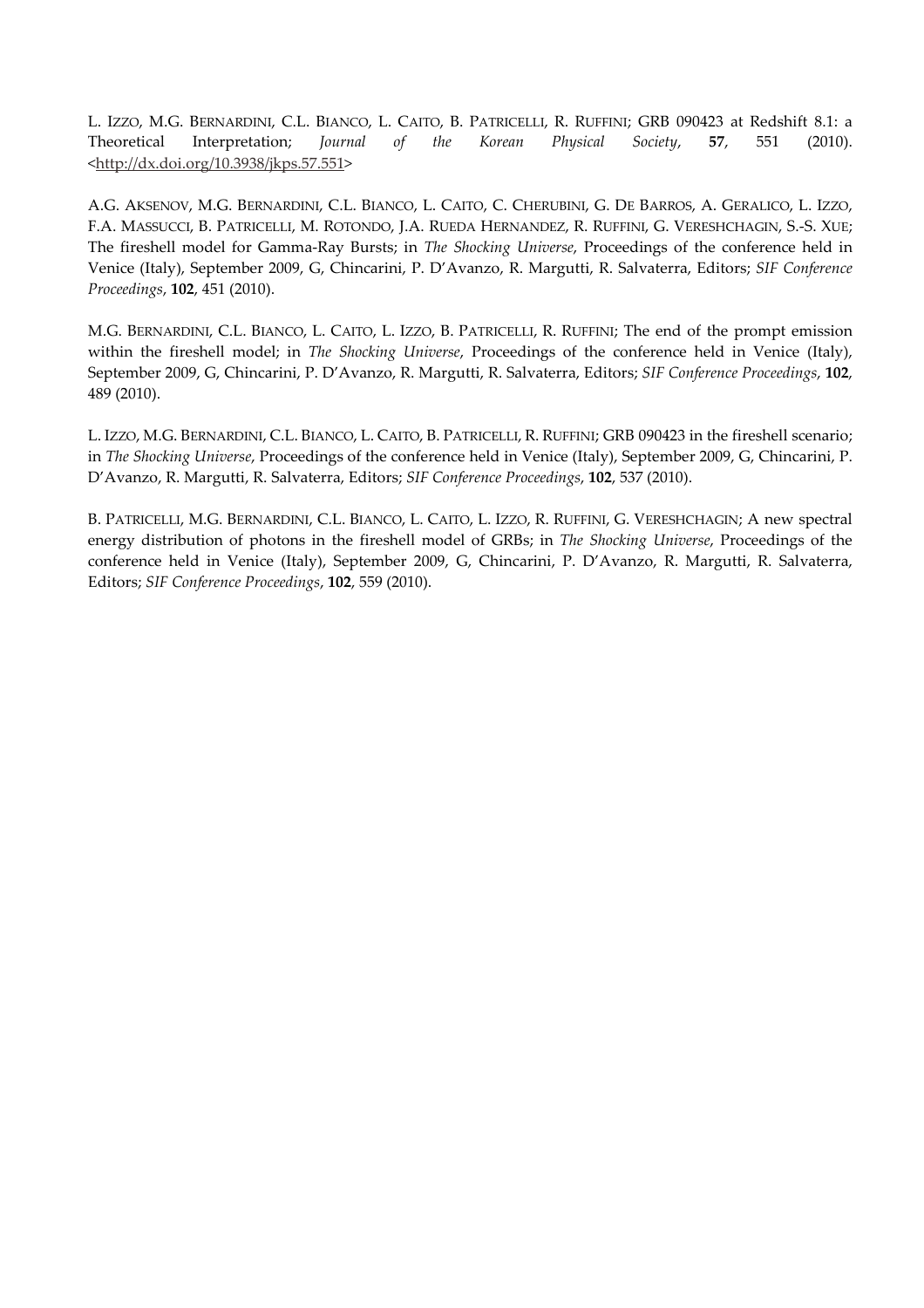L. IZZO, M.G. BERNARDINI, C.L. BIANCO, L. CAITO, B. PATRICELLI, R. RUFFINI; GRB 090423 at Redshift 8.1: a Theoretical Interpretation; *Journal of the Korean Physical Society*, **57**, 551 (2010). <http://dx.doi.org/10.3938/jkps.57.551>

A.G. AKSENOV, M.G. BERNARDINI, C.L. BIANCO, L. CAITO, C. CHERUBINI, G. DE BARROS, A. GERALICO, L. IZZO, F.A. MASSUCCI, B. PATRICELLI, M. ROTONDO, J.A. RUEDA HERNANDEZ, R. RUFFINI, G. VERESHCHAGIN, S.-S. XUE; The fireshell model for Gamma-Ray Bursts; in *The Shocking Universe*, Proceedings of the conference held in Venice (Italy), September 2009, G, Chincarini, P. D'Avanzo, R. Margutti, R. Salvaterra, Editors; *SIF Conference Proceedings*, **102**, 451 (2010).

M.G. BERNARDINI, C.L. BIANCO, L. CAITO, L. IZZO, B. PATRICELLI, R. RUFFINI; The end of the prompt emission within the fireshell model; in *The Shocking Universe*, Proceedings of the conference held in Venice (Italy), September 2009, G, Chincarini, P. D'Avanzo, R. Margutti, R. Salvaterra, Editors; *SIF Conference Proceedings*, **102**, 489 (2010).

L. IZZO, M.G. BERNARDINI, C.L. BIANCO, L. CAITO, B. PATRICELLI, R. RUFFINI; GRB 090423 in the fireshell scenario; in *The Shocking Universe*, Proceedings of the conference held in Venice (Italy), September 2009, G, Chincarini, P. D'Avanzo, R. Margutti, R. Salvaterra, Editors; *SIF Conference Proceedings*, **102**, 537 (2010).

B. PATRICELLI, M.G. BERNARDINI, C.L. BIANCO, L. CAITO, L. IZZO, R. RUFFINI, G. VERESHCHAGIN; A new spectral energy distribution of photons in the fireshell model of GRBs; in *The Shocking Universe*, Proceedings of the conference held in Venice (Italy), September 2009, G, Chincarini, P. D'Avanzo, R. Margutti, R. Salvaterra, Editors; *SIF Conference Proceedings*, **102**, 559 (2010).